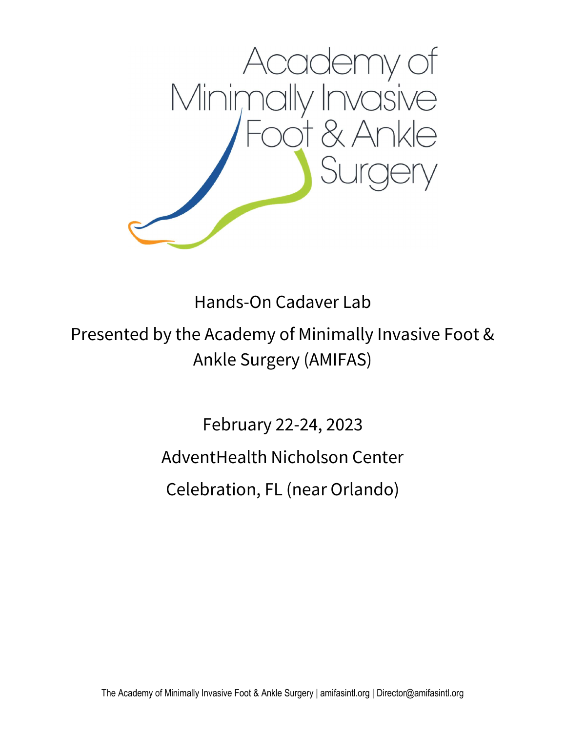Academy of Minimally Invasive Foot & Ankle Surgery

# Hands-On Cadaver Lab

## Presented by the Academy of Minimally Invasive Foot & Ankle Surgery (AMIFAS)

February 22-24, 2023

AdventHealth Nicholson Center

Celebration, FL (near Orlando)

The Academy of Minimally Invasive Foot & Ankle Surgery | amifasintl.org | Director@amifasintl.org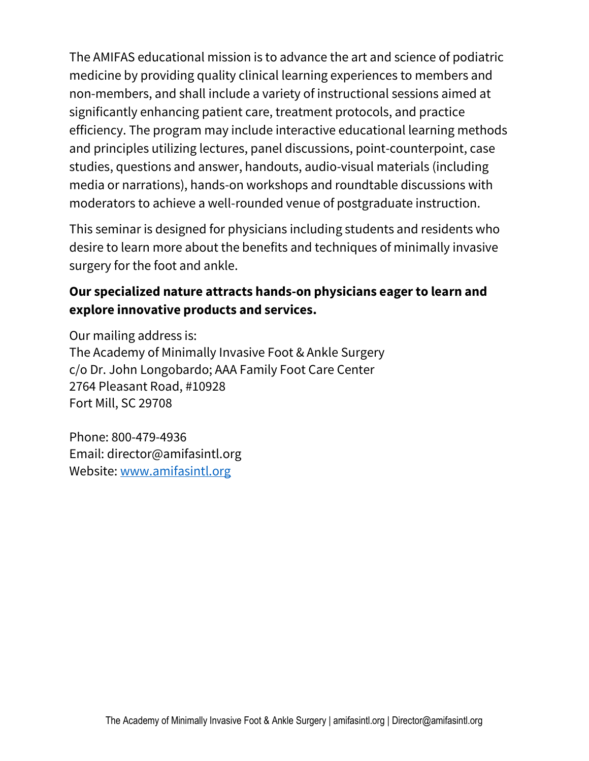The AMIFAS educational mission is to advance the art and science of podiatric medicine by providing quality clinical learning experiences to members and non-members, and shall include a variety of instructional sessions aimed at significantly enhancing patient care, treatment protocols, and practice efficiency. The program may include interactive educational learning methods and principles utilizing lectures, panel discussions, point-counterpoint, case studies, questions and answer, handouts, audio-visual materials (including media or narrations), hands-on workshops and roundtable discussions with moderators to achieve a well-rounded venue of postgraduate instruction.

This seminar is designed for physicians including students and residents who desire to learn more about the benefits and techniques of minimally invasive surgery for the foot and ankle.

**Our specialized nature attracts hands-on physicians eager to learn and explore innovative products and services.**

Our mailing address is:
The Academy of Minimally Invasive Foot & Ankle Surgery
c/o Dr. John Longobardo; AAA Family Foot Care Center
2764 Pleasant Road, #10928
Fort Mill, SC 29708

Phone: 800-479-4936
Email: director@amifasintl.org
Website: [www.amifasintl.org](http://www.amifasintl.org)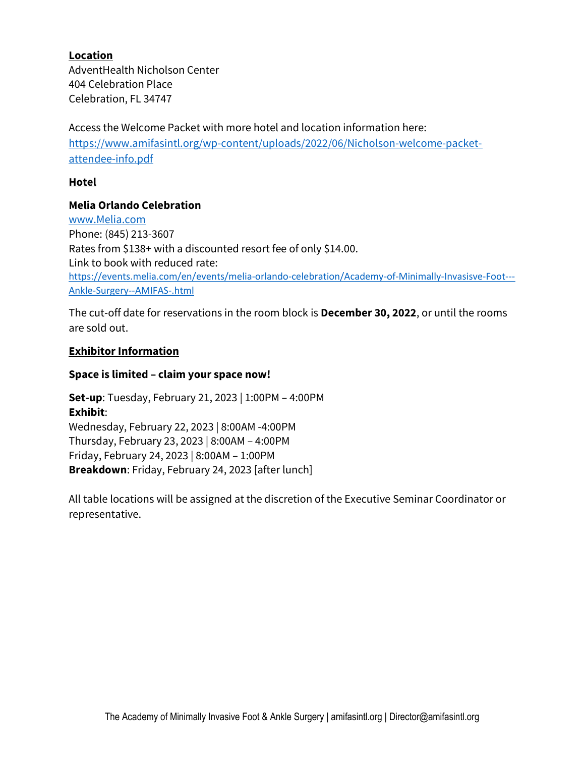## Location

AdventHealth Nicholson Center
404 Celebration Place
Celebration, FL 34747

Access the Welcome Packet with more hotel and location information here:
https://www.amifasintl.org/wp-content/uploads/2022/06/Nicholson-welcome-packet-attendee-info.pdf

## Hotel

**Melia Orlando Celebration**
www.Melia.com
Phone: (845) 213-3607
Rates from $138+ with a discounted resort fee of only $14.00.
Link to book with reduced rate:
https://events.melia.com/en/events/melia-orlando-celebration/Academy-of-Minimally-Invasisve-Foot---Ankle-Surgery--AMIFAS-.html

The cut-off date for reservations in the room block is **December 30, 2022**, or until the rooms are sold out.

## Exhibitor Information

**Space is limited – claim your space now!**

**Set-up**: Tuesday, February 21, 2023 | 1:00PM – 4:00PM
**Exhibit**:
Wednesday, February 22, 2023 | 8:00AM -4:00PM
Thursday, February 23, 2023 | 8:00AM – 4:00PM
Friday, February 24, 2023 | 8:00AM – 1:00PM
**Breakdown**: Friday, February 24, 2023 [after lunch]

All table locations will be assigned at the discretion of the Executive Seminar Coordinator or representative.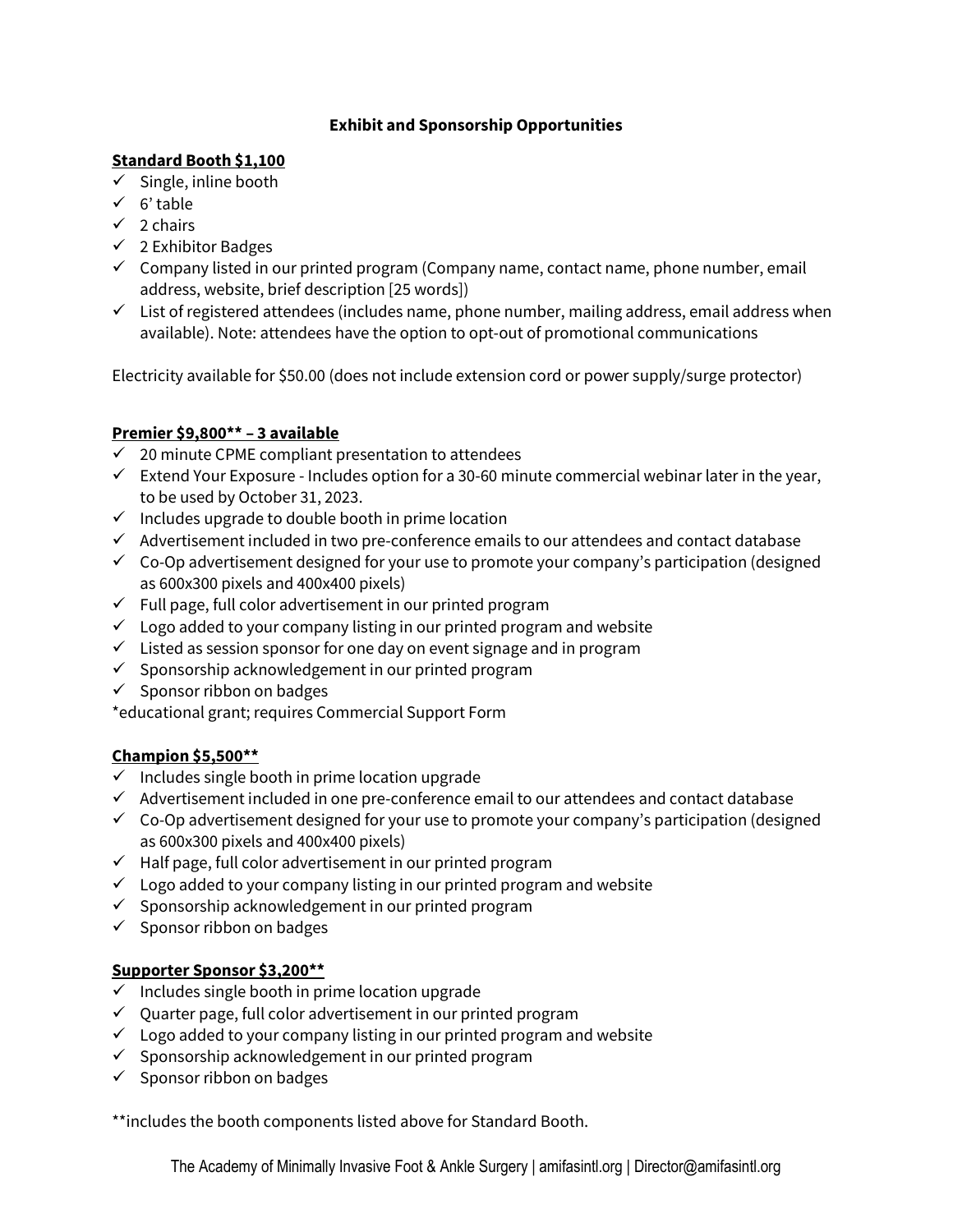## Exhibit and Sponsorship Opportunities

**Standard Booth $1,100**

- ✓ Single, inline booth
- ✓ 6' table
- ✓ 2 chairs
- ✓ 2 Exhibitor Badges
- ✓ Company listed in our printed program (Company name, contact name, phone number, email address, website, brief description [25 words])
- ✓ List of registered attendees (includes name, phone number, mailing address, email address when available). Note: attendees have the option to opt-out of promotional communications

Electricity available for $50.00 (does not include extension cord or power supply/surge protector)

**Premier $9,800** – 3 available**

- ✓ 20 minute CPME compliant presentation to attendees
- ✓ Extend Your Exposure - Includes option for a 30-60 minute commercial webinar later in the year, to be used by October 31, 2023.
- ✓ Includes upgrade to double booth in prime location
- ✓ Advertisement included in two pre-conference emails to our attendees and contact database
- ✓ Co-Op advertisement designed for your use to promote your company's participation (designed as 600x300 pixels and 400x400 pixels)
- ✓ Full page, full color advertisement in our printed program
- ✓ Logo added to your company listing in our printed program and website
- ✓ Listed as session sponsor for one day on event signage and in program
- ✓ Sponsorship acknowledgement in our printed program
- ✓ Sponsor ribbon on badges

*educational grant; requires Commercial Support Form

**Champion $5,500****

- ✓ Includes single booth in prime location upgrade
- ✓ Advertisement included in one pre-conference email to our attendees and contact database
- ✓ Co-Op advertisement designed for your use to promote your company's participation (designed as 600x300 pixels and 400x400 pixels)
- ✓ Half page, full color advertisement in our printed program
- ✓ Logo added to your company listing in our printed program and website
- ✓ Sponsorship acknowledgement in our printed program
- ✓ Sponsor ribbon on badges

**Supporter Sponsor $3,200****

- ✓ Includes single booth in prime location upgrade
- ✓ Quarter page, full color advertisement in our printed program
- ✓ Logo added to your company listing in our printed program and website
- ✓ Sponsorship acknowledgement in our printed program
- ✓ Sponsor ribbon on badges

**includes the booth components listed above for Standard Booth.

The Academy of Minimally Invasive Foot & Ankle Surgery | amifasintl.org | Director@amifasintl.org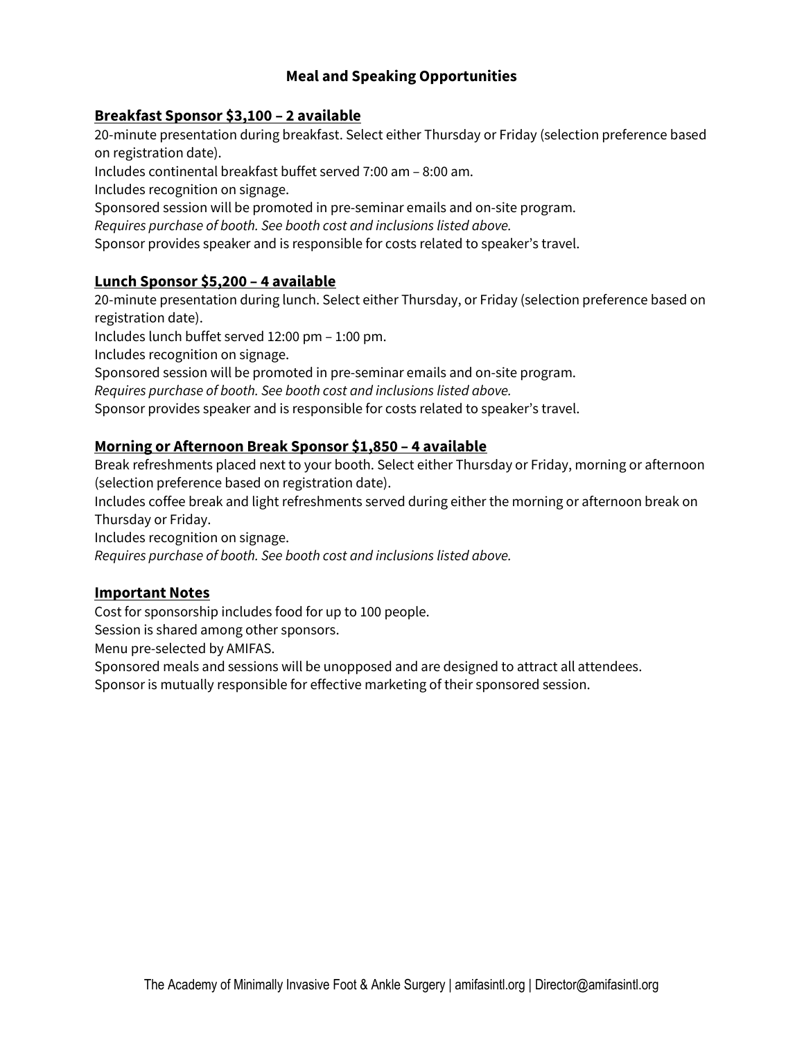## Meal and Speaking Opportunities

### Breakfast Sponsor $3,100 – 2 available

20-minute presentation during breakfast. Select either Thursday or Friday (selection preference based on registration date).

Includes continental breakfast buffet served 7:00 am – 8:00 am.

Includes recognition on signage.

Sponsored session will be promoted in pre-seminar emails and on-site program.

*Requires purchase of booth. See booth cost and inclusions listed above.*

Sponsor provides speaker and is responsible for costs related to speaker's travel.

### Lunch Sponsor $5,200 – 4 available

20-minute presentation during lunch. Select either Thursday, or Friday (selection preference based on registration date).

Includes lunch buffet served 12:00 pm – 1:00 pm.

Includes recognition on signage.

Sponsored session will be promoted in pre-seminar emails and on-site program.

*Requires purchase of booth. See booth cost and inclusions listed above.*

Sponsor provides speaker and is responsible for costs related to speaker's travel.

### Morning or Afternoon Break Sponsor $1,850 – 4 available

Break refreshments placed next to your booth. Select either Thursday or Friday, morning or afternoon (selection preference based on registration date).

Includes coffee break and light refreshments served during either the morning or afternoon break on Thursday or Friday.

Includes recognition on signage.

*Requires purchase of booth. See booth cost and inclusions listed above.*

### Important Notes

Cost for sponsorship includes food for up to 100 people.

Session is shared among other sponsors.

Menu pre-selected by AMIFAS.

Sponsored meals and sessions will be unopposed and are designed to attract all attendees.

Sponsor is mutually responsible for effective marketing of their sponsored session.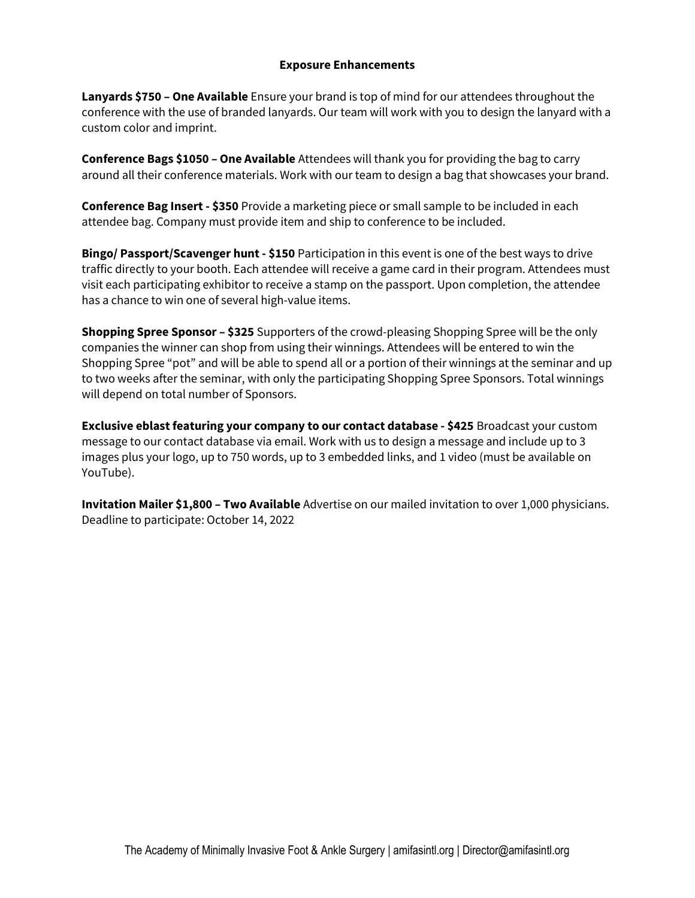## Exposure Enhancements

**Lanyards $750 – One Available** Ensure your brand is top of mind for our attendees throughout the conference with the use of branded lanyards. Our team will work with you to design the lanyard with a custom color and imprint.

**Conference Bags $1050 – One Available** Attendees will thank you for providing the bag to carry around all their conference materials. Work with our team to design a bag that showcases your brand.

**Conference Bag Insert - $350** Provide a marketing piece or small sample to be included in each attendee bag. Company must provide item and ship to conference to be included.

**Bingo/ Passport/Scavenger hunt - $150** Participation in this event is one of the best ways to drive traffic directly to your booth. Each attendee will receive a game card in their program. Attendees must visit each participating exhibitor to receive a stamp on the passport. Upon completion, the attendee has a chance to win one of several high-value items.

**Shopping Spree Sponsor – $325** Supporters of the crowd-pleasing Shopping Spree will be the only companies the winner can shop from using their winnings. Attendees will be entered to win the Shopping Spree "pot" and will be able to spend all or a portion of their winnings at the seminar and up to two weeks after the seminar, with only the participating Shopping Spree Sponsors. Total winnings will depend on total number of Sponsors.

**Exclusive eblast featuring your company to our contact database - $425** Broadcast your custom message to our contact database via email. Work with us to design a message and include up to 3 images plus your logo, up to 750 words, up to 3 embedded links, and 1 video (must be available on YouTube).

**Invitation Mailer $1,800 – Two Available** Advertise on our mailed invitation to over 1,000 physicians. Deadline to participate: October 14, 2022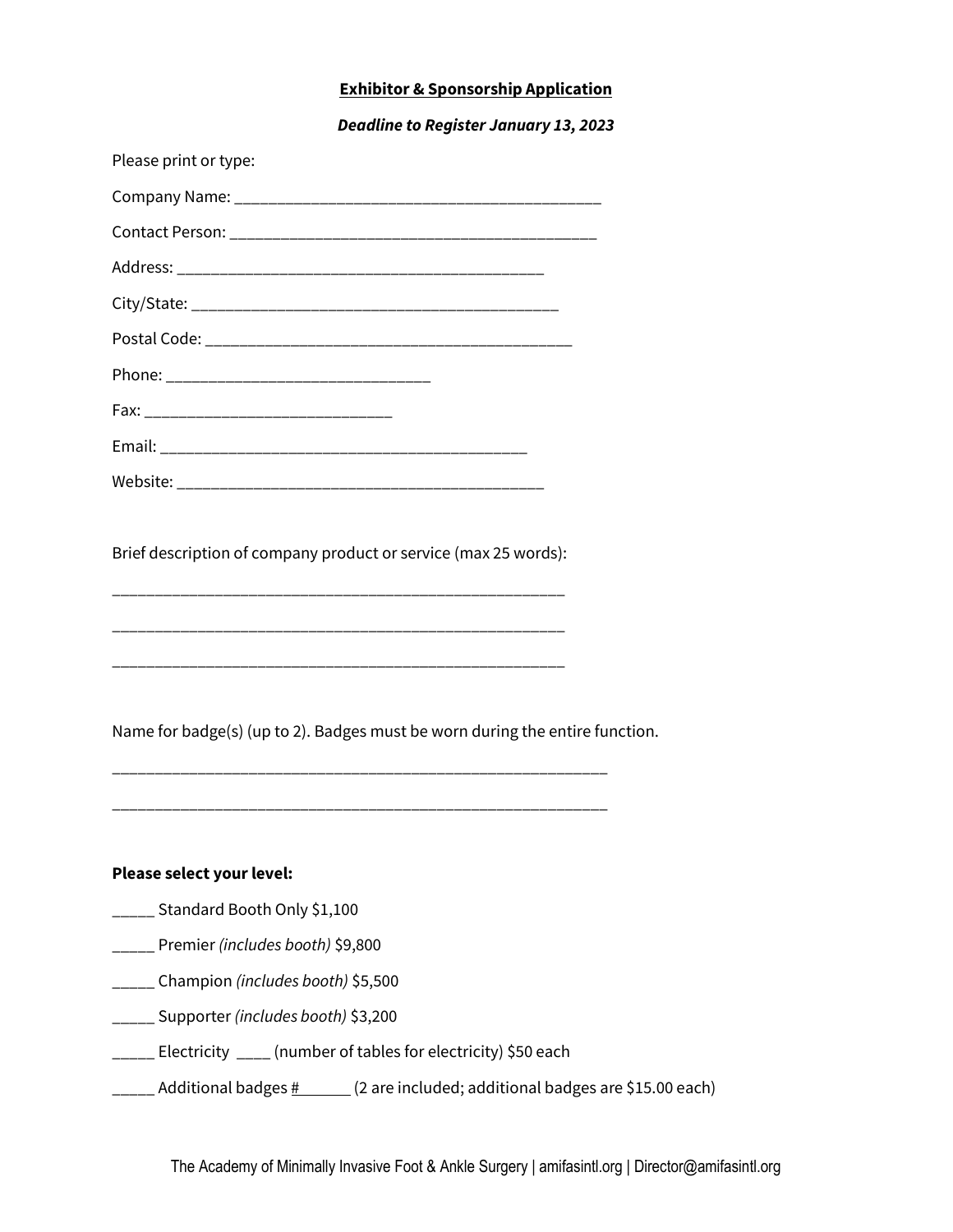**Exhibitor & Sponsorship Application**

***Deadline to Register January 13, 2023***

Please print or type:

Company Name: _____________________________________________

Contact Person: _____________________________________________

Address: _____________________________________________

City/State: _____________________________________________

Postal Code: _____________________________________________

Phone: ________________________________

Fax: _____________________________

Email: _____________________________________________

Website: _____________________________________________

Brief description of company product or service (max 25 words):

_______________________________________________________

_______________________________________________________

_______________________________________________________

Name for badge(s) (up to 2). Badges must be worn during the entire function.

____________________________________________________________

____________________________________________________________

**Please select your level:**

_____ Standard Booth Only $1,100

_____ Premier *(includes booth)* $9,800

_____ Champion *(includes booth)* $5,500

_____ Supporter *(includes booth)* $3,200

_____ Electricity ____ (number of tables for electricity) $50 each

_____ Additional badges #______ (2 are included; additional badges are $15.00 each)

The Academy of Minimally Invasive Foot & Ankle Surgery | amifasintl.org | Director@amifasintl.org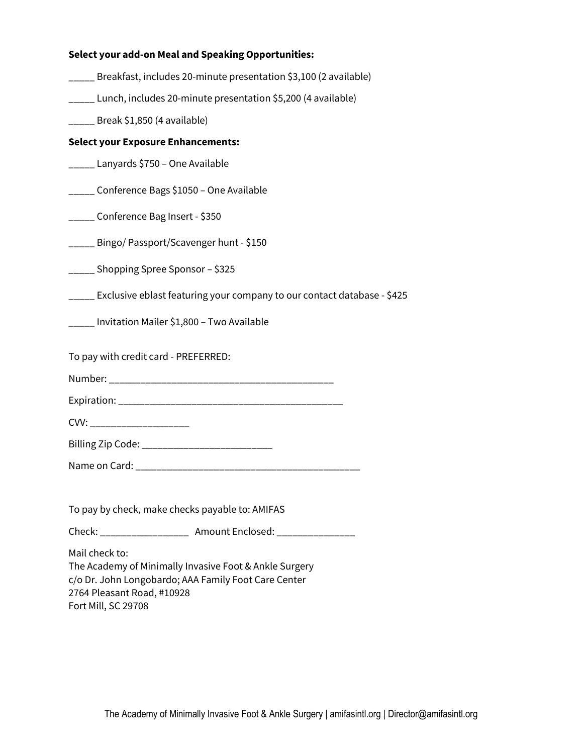**Select your add-on Meal and Speaking Opportunities:**

_____ Breakfast, includes 20-minute presentation $3,100 (2 available)

_____ Lunch, includes 20-minute presentation $5,200 (4 available)

_____ Break $1,850 (4 available)

**Select your Exposure Enhancements:**

_____ Lanyards $750 – One Available

_____ Conference Bags $1050 – One Available

_____ Conference Bag Insert - $350

_____ Bingo/ Passport/Scavenger hunt - $150

_____ Shopping Spree Sponsor – $325

_____ Exclusive eblast featuring your company to our contact database - $425

_____ Invitation Mailer $1,800 – Two Available

To pay with credit card - PREFERRED:

Number: ____________________________________________

Expiration: ____________________________________________

CVV: ___________________

Billing Zip Code: _________________________

Name on Card: ____________________________________________

To pay by check, make checks payable to: AMIFAS

Check: _________________ Amount Enclosed: _______________

Mail check to:
The Academy of Minimally Invasive Foot & Ankle Surgery
c/o Dr. John Longobardo; AAA Family Foot Care Center
2764 Pleasant Road, #10928
Fort Mill, SC 29708

The Academy of Minimally Invasive Foot & Ankle Surgery | amifasintl.org | Director@amifasintl.org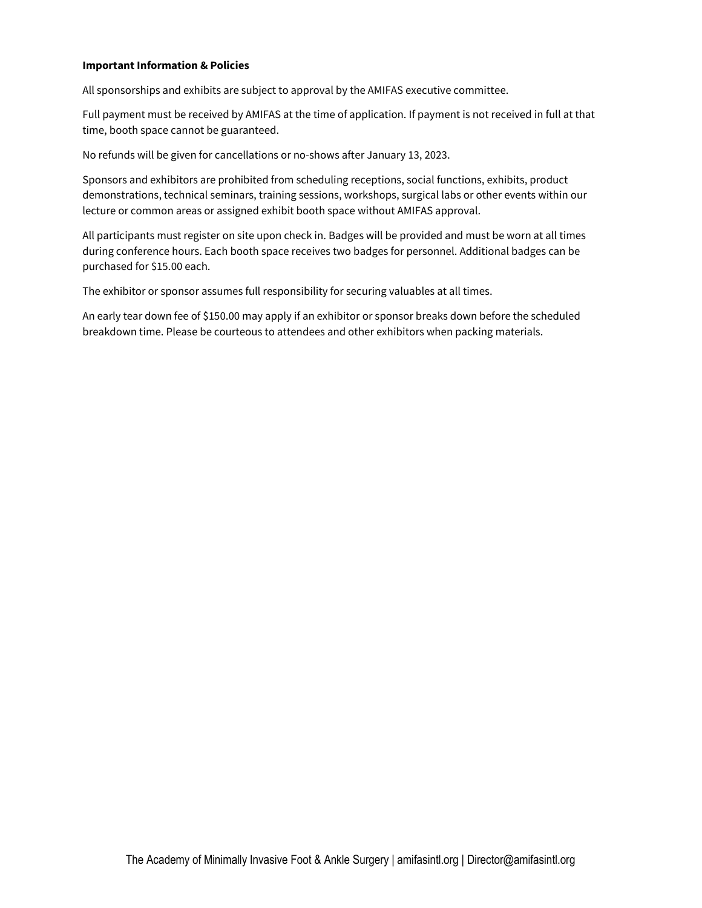**Important Information & Policies**

All sponsorships and exhibits are subject to approval by the AMIFAS executive committee.

Full payment must be received by AMIFAS at the time of application. If payment is not received in full at that time, booth space cannot be guaranteed.

No refunds will be given for cancellations or no-shows after January 13, 2023.

Sponsors and exhibitors are prohibited from scheduling receptions, social functions, exhibits, product demonstrations, technical seminars, training sessions, workshops, surgical labs or other events within our lecture or common areas or assigned exhibit booth space without AMIFAS approval.

All participants must register on site upon check in. Badges will be provided and must be worn at all times during conference hours. Each booth space receives two badges for personnel. Additional badges can be purchased for $15.00 each.

The exhibitor or sponsor assumes full responsibility for securing valuables at all times.

An early tear down fee of $150.00 may apply if an exhibitor or sponsor breaks down before the scheduled breakdown time. Please be courteous to attendees and other exhibitors when packing materials.